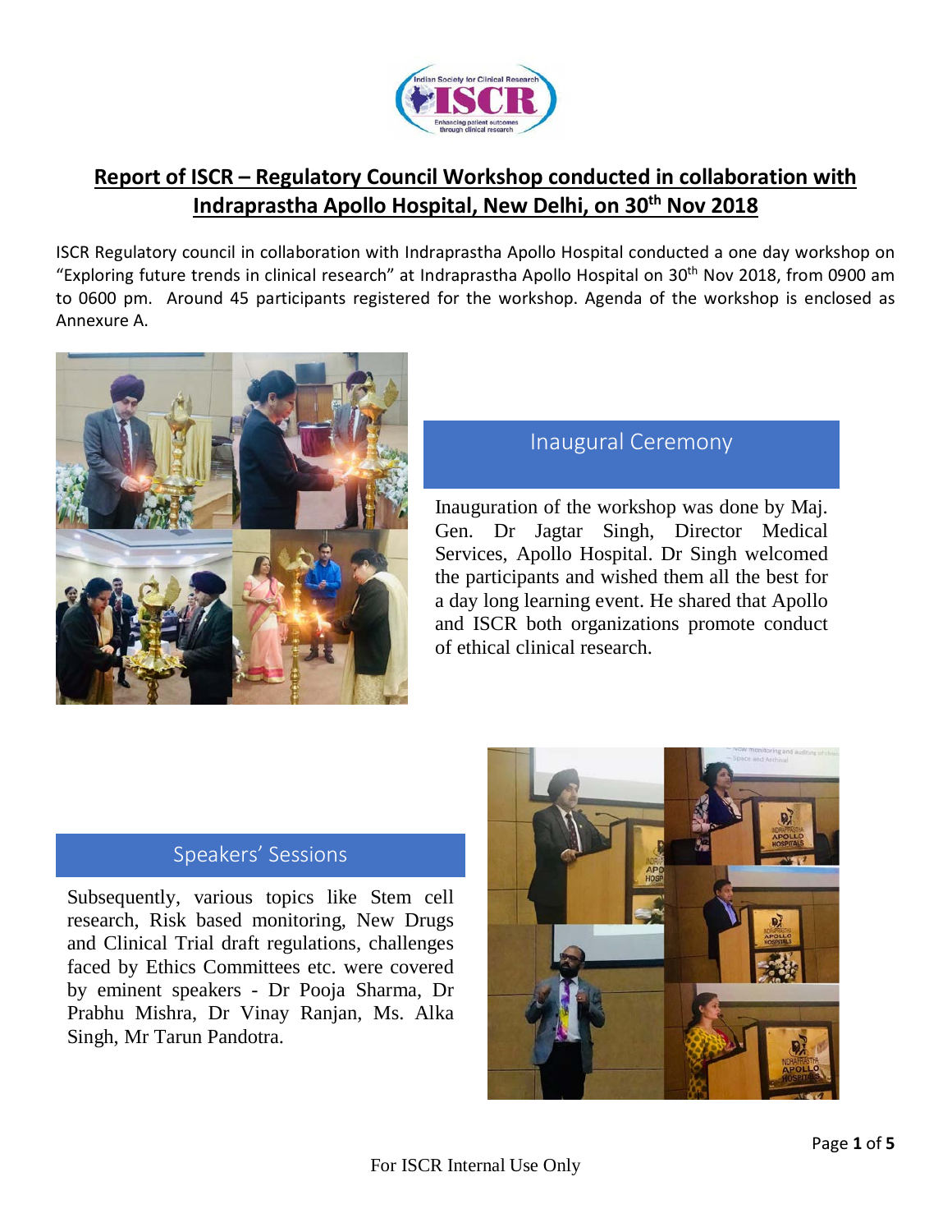# Report of ISCR – Regulatory Council Workshop conducted in collaboration with Indraprastha Apollo Hospital, New Delhi, on 30th Nov 2018

ISCR Regulatory council in collaboration with Indraprastha Apollo Hospital conducted a one day workshop on "Exploring future trends in clinical research" at Indraprastha Apollo Hospital on 30th Nov 2018, from 0900 am to 0600 pm. Around 45 participants registered for the workshop. Agenda of the workshop is enclosed as Annexure A.

## Inaugural Ceremony

Inauguration of the workshop was done by Maj. Gen. Dr Jagtar Singh, Director Medical Services, Apollo Hospital. Dr Singh welcomed the participants and wished them all the best for a day long learning event. He shared that Apollo and ISCR both organizations promote conduct of ethical clinical research.

## Speakers' Sessions

Subsequently, various topics like Stem cell research, Risk based monitoring, New Drugs and Clinical Trial draft regulations, challenges faced by Ethics Committees etc. were covered by eminent speakers - Dr Pooja Sharma, Dr Prabhu Mishra, Dr Vinay Ranjan, Ms. Alka Singh, Mr Tarun Pandotra.

For ISCR Internal Use Only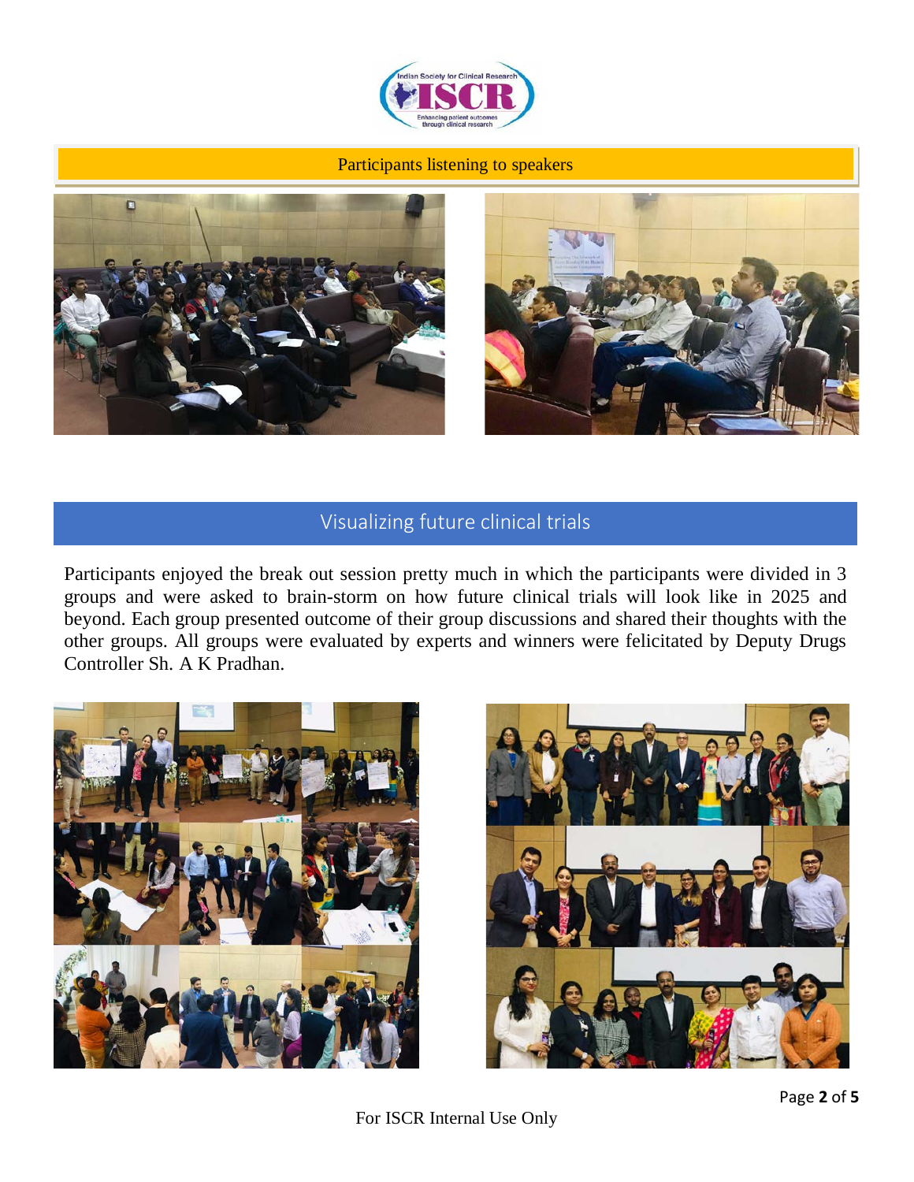Participants listening to speakers

## Visualizing future clinical trials

Participants enjoyed the break out session pretty much in which the participants were divided in 3 groups and were asked to brain-storm on how future clinical trials will look like in 2025 and beyond. Each group presented outcome of their group discussions and shared their thoughts with the other groups. All groups were evaluated by experts and winners were felicitated by Deputy Drugs Controller Sh. A K Pradhan.

For ISCR Internal Use Only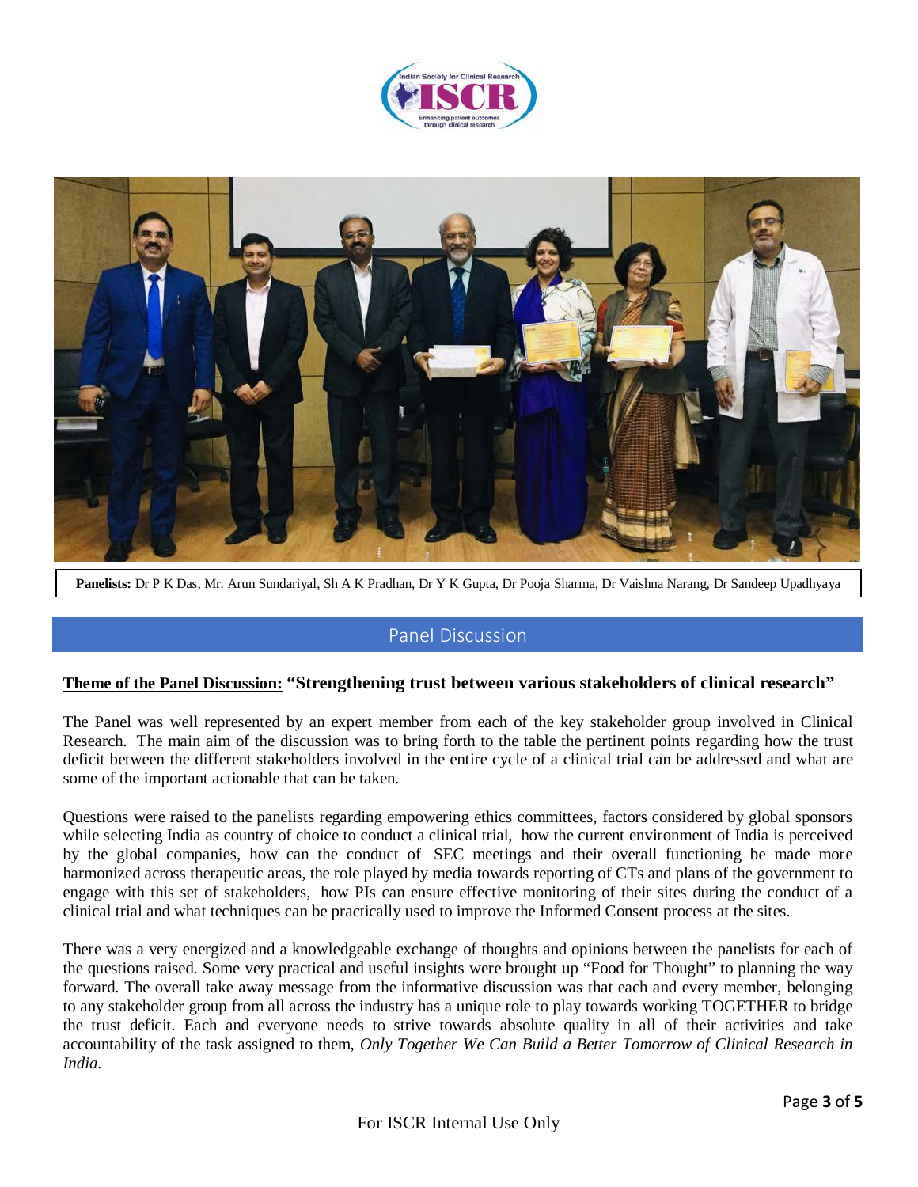**Panelists:** Dr P K Das, Mr. Arun Sundariyal, Sh A K Pradhan, Dr Y K Gupta, Dr Pooja Sharma, Dr Vaishna Narang, Dr Sandeep Upadhyaya

## Panel Discussion

**Theme of the Panel Discussion: "Strengthening trust between various stakeholders of clinical research"**

The Panel was well represented by an expert member from each of the key stakeholder group involved in Clinical Research. The main aim of the discussion was to bring forth to the table the pertinent points regarding how the trust deficit between the different stakeholders involved in the entire cycle of a clinical trial can be addressed and what are some of the important actionable that can be taken.

Questions were raised to the panelists regarding empowering ethics committees, factors considered by global sponsors while selecting India as country of choice to conduct a clinical trial, how the current environment of India is perceived by the global companies, how can the conduct of SEC meetings and their overall functioning be made more harmonized across therapeutic areas, the role played by media towards reporting of CTs and plans of the government to engage with this set of stakeholders, how PIs can ensure effective monitoring of their sites during the conduct of a clinical trial and what techniques can be practically used to improve the Informed Consent process at the sites.

There was a very energized and a knowledgeable exchange of thoughts and opinions between the panelists for each of the questions raised. Some very practical and useful insights were brought up "Food for Thought" to planning the way forward. The overall take away message from the informative discussion was that each and every member, belonging to any stakeholder group from all across the industry has a unique role to play towards working TOGETHER to bridge the trust deficit. Each and everyone needs to strive towards absolute quality in all of their activities and take accountability of the task assigned to them, *Only Together We Can Build a Better Tomorrow of Clinical Research in India.*

For ISCR Internal Use Only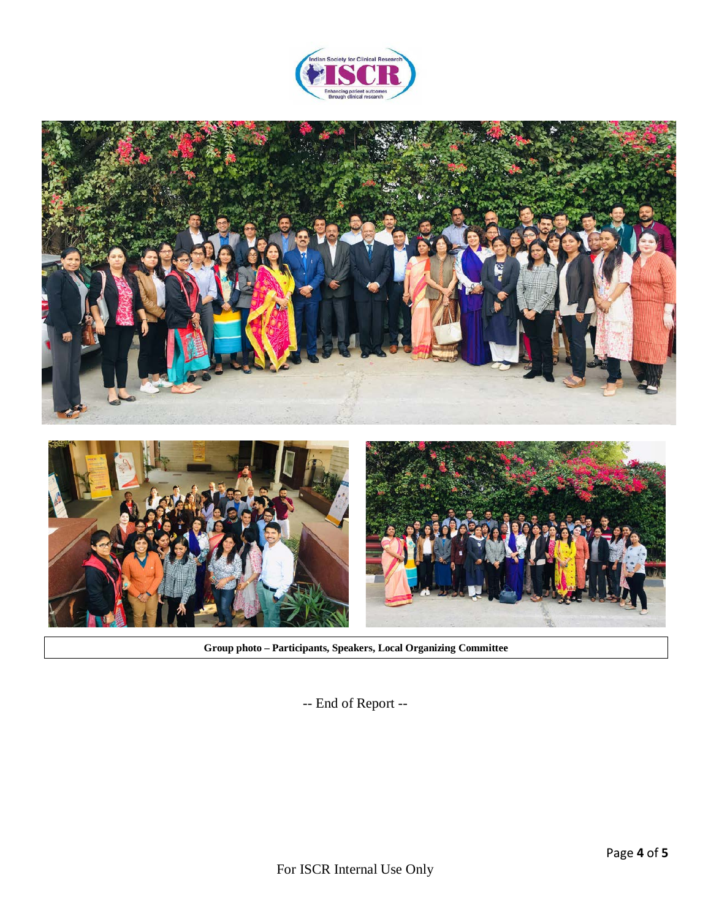**Group photo – Participants, Speakers, Local Organizing Committee**

-- End of Report --

For ISCR Internal Use Only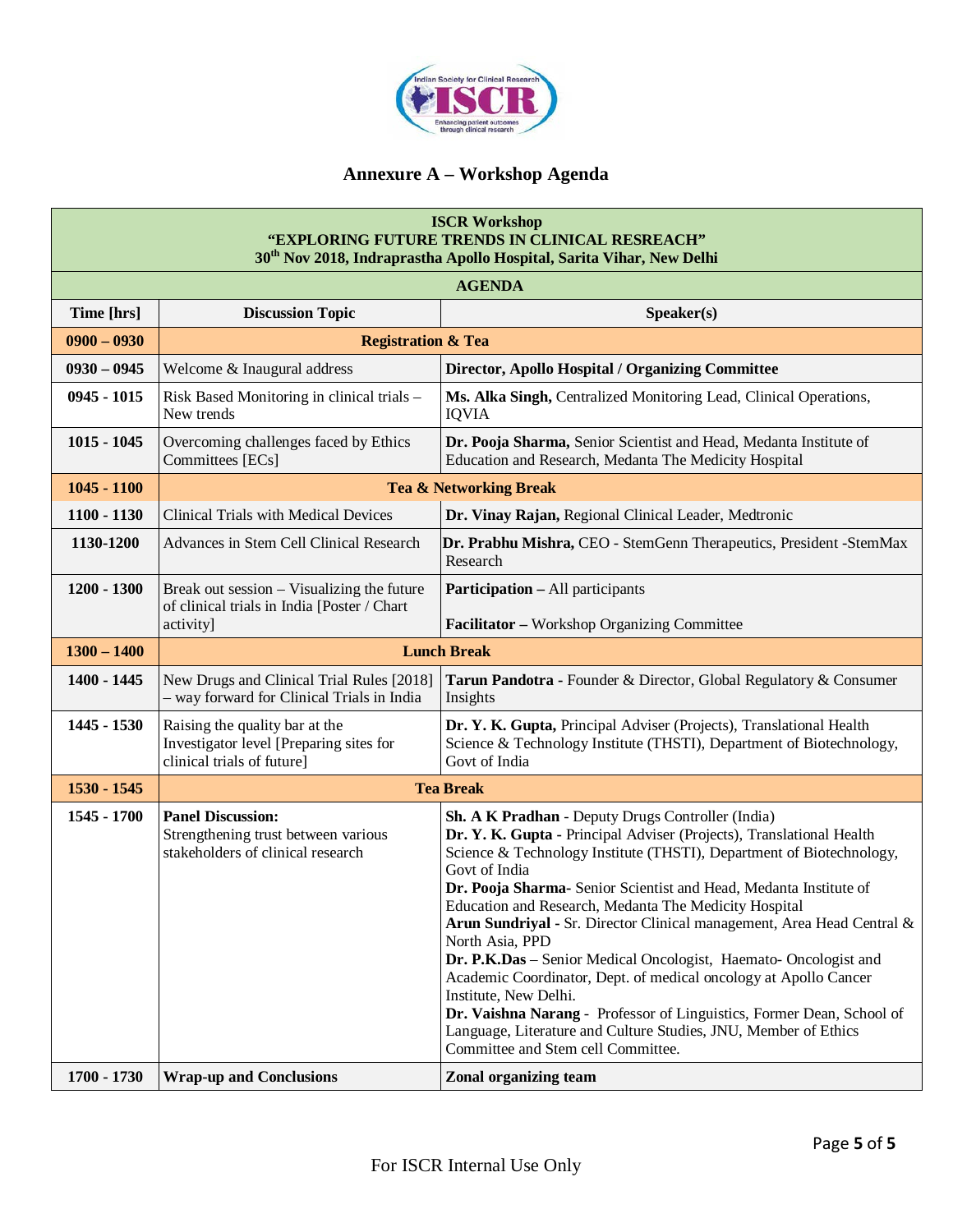## Annexure A – Workshop Agenda

| ISCR Workshop<br>"EXPLORING FUTURE TRENDS IN CLINICAL RESREACH"<br>30th Nov 2018, Indraprastha Apollo Hospital, Sarita Vihar, New Delhi | | |
|---|---|---|
| **AGENDA** | | |
| **Time [hrs]** | **Discussion Topic** | **Speaker(s)** |
| **0900 – 0930** | **Registration & Tea** | |
| **0930 – 0945** | Welcome & Inaugural address | **Director, Apollo Hospital / Organizing Committee** |
| **0945 - 1015** | Risk Based Monitoring in clinical trials – New trends | **Ms. Alka Singh,** Centralized Monitoring Lead, Clinical Operations, IQVIA |
| **1015 - 1045** | Overcoming challenges faced by Ethics Committees [ECs] | **Dr. Pooja Sharma,** Senior Scientist and Head, Medanta Institute of Education and Research, Medanta The Medicity Hospital |
| **1045 - 1100** | **Tea & Networking Break** | |
| **1100 - 1130** | Clinical Trials with Medical Devices | **Dr. Vinay Rajan,** Regional Clinical Leader, Medtronic |
| **1130-1200** | Advances in Stem Cell Clinical Research | **Dr. Prabhu Mishra,** CEO - StemGenn Therapeutics, President -StemMax Research |
| **1200 - 1300** | Break out session – Visualizing the future of clinical trials in India [Poster / Chart activity] | **Participation –** All participants<br><br>**Facilitator –** Workshop Organizing Committee |
| **1300 – 1400** | **Lunch Break** | |
| **1400 - 1445** | New Drugs and Clinical Trial Rules [2018] – way forward for Clinical Trials in India | **Tarun Pandotra -** Founder & Director, Global Regulatory & Consumer Insights |
| **1445 - 1530** | Raising the quality bar at the Investigator level [Preparing sites for clinical trials of future] | **Dr. Y. K. Gupta,** Principal Adviser (Projects), Translational Health Science & Technology Institute (THSTI), Department of Biotechnology, Govt of India |
| **1530 - 1545** | **Tea Break** | |
| **1545 - 1700** | **Panel Discussion:**<br>Strengthening trust between various stakeholders of clinical research | **Sh. A K Pradhan** - Deputy Drugs Controller (India)<br>**Dr. Y. K. Gupta** - Principal Adviser (Projects), Translational Health Science & Technology Institute (THSTI), Department of Biotechnology, Govt of India<br>**Dr. Pooja Sharma**- Senior Scientist and Head, Medanta Institute of Education and Research, Medanta The Medicity Hospital<br>**Arun Sundriyal -** Sr. Director Clinical management, Area Head Central & North Asia, PPD<br>**Dr. P.K.Das** – Senior Medical Oncologist, Haemato- Oncologist and Academic Coordinator, Dept. of medical oncology at Apollo Cancer Institute, New Delhi.<br>**Dr. Vaishna Narang** - Professor of Linguistics, Former Dean, School of Language, Literature and Culture Studies, JNU, Member of Ethics Committee and Stem cell Committee. |
| **1700 - 1730** | **Wrap-up and Conclusions** | **Zonal organizing team** |

For ISCR Internal Use Only